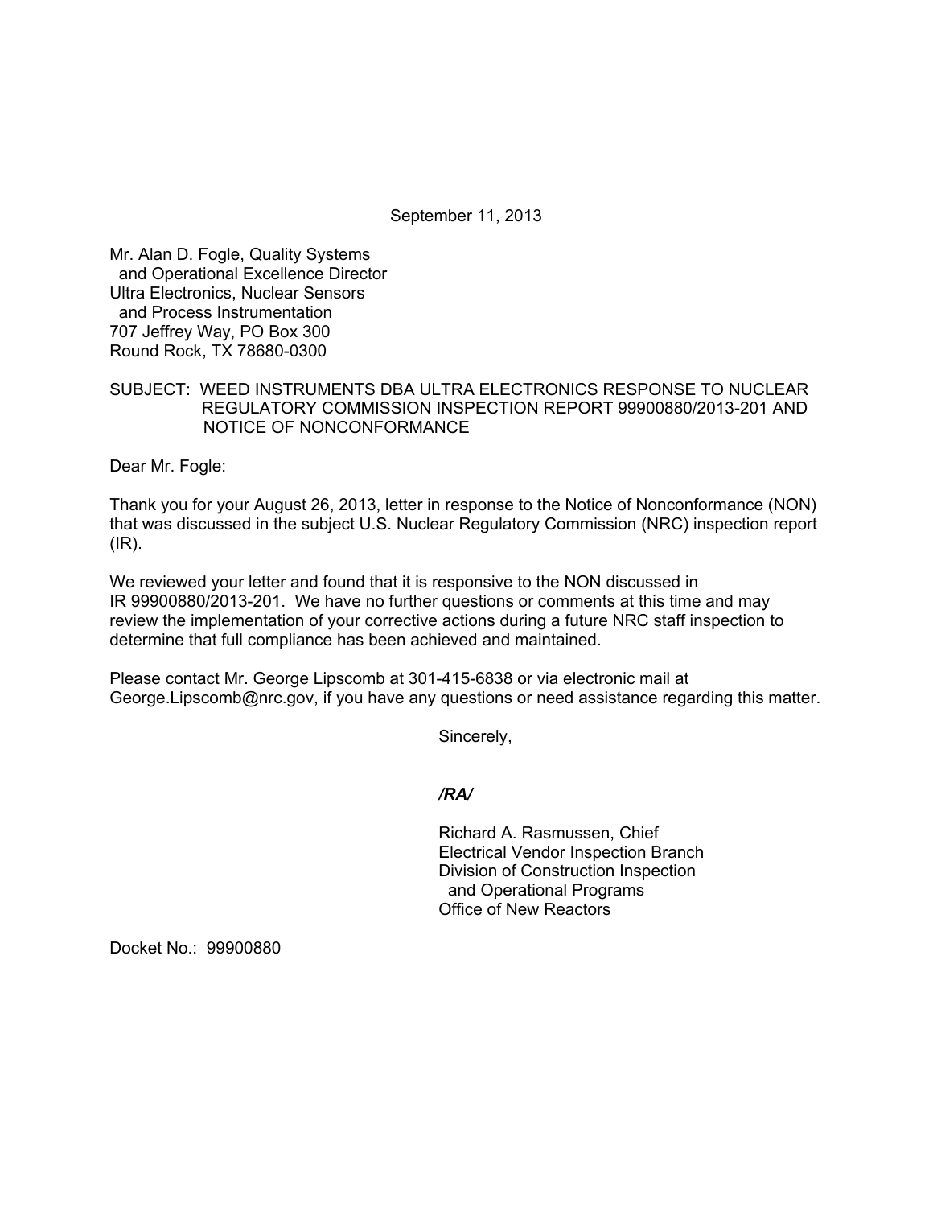September 11, 2013

Mr. Alan D. Fogle, Quality Systems
and Operational Excellence Director
Ultra Electronics, Nuclear Sensors
and Process Instrumentation
707 Jeffrey Way, PO Box 300
Round Rock, TX 78680-0300

SUBJECT: WEED INSTRUMENTS DBA ULTRA ELECTRONICS RESPONSE TO NUCLEAR REGULATORY COMMISSION INSPECTION REPORT 99900880/2013-201 AND NOTICE OF NONCONFORMANCE

Dear Mr. Fogle:

Thank you for your August 26, 2013, letter in response to the Notice of Nonconformance (NON) that was discussed in the subject U.S. Nuclear Regulatory Commission (NRC) inspection report (IR).

We reviewed your letter and found that it is responsive to the NON discussed in IR 99900880/2013-201. We have no further questions or comments at this time and may review the implementation of your corrective actions during a future NRC staff inspection to determine that full compliance has been achieved and maintained.

Please contact Mr. George Lipscomb at 301-415-6838 or via electronic mail at George.Lipscomb@nrc.gov, if you have any questions or need assistance regarding this matter.

Sincerely,

*/RA/*

Richard A. Rasmussen, Chief
Electrical Vendor Inspection Branch
Division of Construction Inspection
and Operational Programs
Office of New Reactors

Docket No.: 99900880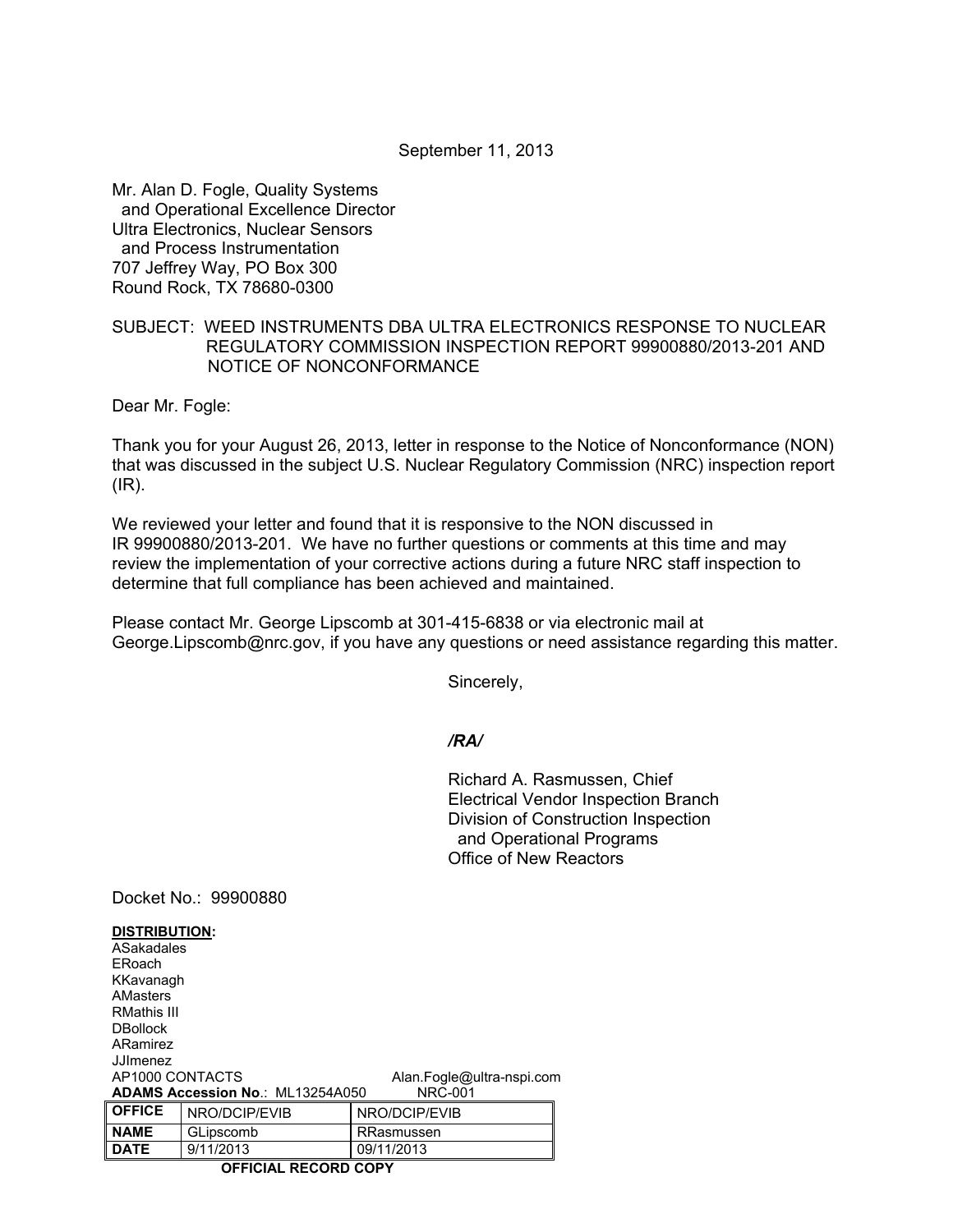September 11, 2013

Mr. Alan D. Fogle, Quality Systems
  and Operational Excellence Director
Ultra Electronics, Nuclear Sensors
  and Process Instrumentation
707 Jeffrey Way, PO Box 300
Round Rock, TX 78680-0300

SUBJECT: WEED INSTRUMENTS DBA ULTRA ELECTRONICS RESPONSE TO NUCLEAR REGULATORY COMMISSION INSPECTION REPORT 99900880/2013-201 AND NOTICE OF NONCONFORMANCE

Dear Mr. Fogle:

Thank you for your August 26, 2013, letter in response to the Notice of Nonconformance (NON) that was discussed in the subject U.S. Nuclear Regulatory Commission (NRC) inspection report (IR).

We reviewed your letter and found that it is responsive to the NON discussed in IR 99900880/2013-201. We have no further questions or comments at this time and may review the implementation of your corrective actions during a future NRC staff inspection to determine that full compliance has been achieved and maintained.

Please contact Mr. George Lipscomb at 301-415-6838 or via electronic mail at George.Lipscomb@nrc.gov, if you have any questions or need assistance regarding this matter.

Sincerely,

*/RA/*

Richard A. Rasmussen, Chief
Electrical Vendor Inspection Branch
Division of Construction Inspection
  and Operational Programs
Office of New Reactors

Docket No.: 99900880

**DISTRIBUTION:**
ASakadales
ERoach
KKavanagh
AMasters
RMathis III
DBollock
ARamirez
JJImenez
AP1000 CONTACTS Alan.Fogle@ultra-nspi.com
**ADAMS Accession No**.: ML13254A050 NRC-001

| | | |
|---|---|---|
| **OFFICE** | NRO/DCIP/EVIB | NRO/DCIP/EVIB |
| **NAME** | GLipscomb | RRasmussen |
| **DATE** | 9/11/2013 | 09/11/2013 |

**OFFICIAL RECORD COPY**